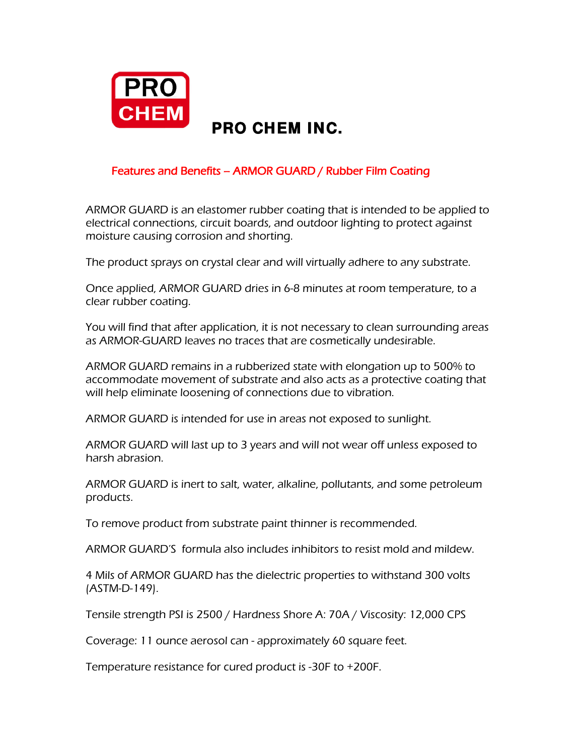PRO CHEM

# PRO CHEM INC.

## Features and Benefits – ARMOR GUARD / Rubber Film Coating

ARMOR GUARD is an elastomer rubber coating that is intended to be applied to electrical connections, circuit boards, and outdoor lighting to protect against moisture causing corrosion and shorting.

The product sprays on crystal clear and will virtually adhere to any substrate.

Once applied, ARMOR GUARD dries in 6-8 minutes at room temperature, to a clear rubber coating.

You will find that after application, it is not necessary to clean surrounding areas as ARMOR-GUARD leaves no traces that are cosmetically undesirable.

ARMOR GUARD remains in a rubberized state with elongation up to 500% to accommodate movement of substrate and also acts as a protective coating that will help eliminate loosening of connections due to vibration.

ARMOR GUARD is intended for use in areas not exposed to sunlight.

ARMOR GUARD will last up to 3 years and will not wear off unless exposed to harsh abrasion.

ARMOR GUARD is inert to salt, water, alkaline, pollutants, and some petroleum products.

To remove product from substrate paint thinner is recommended.

ARMOR GUARD'S formula also includes inhibitors to resist mold and mildew.

4 Mils of ARMOR GUARD has the dielectric properties to withstand 300 volts (ASTM-D-149).

Tensile strength PSI is 2500 / Hardness Shore A: 70A / Viscosity: 12,000 CPS

Coverage: 11 ounce aerosol can - approximately 60 square feet.

Temperature resistance for cured product is -30F to +200F.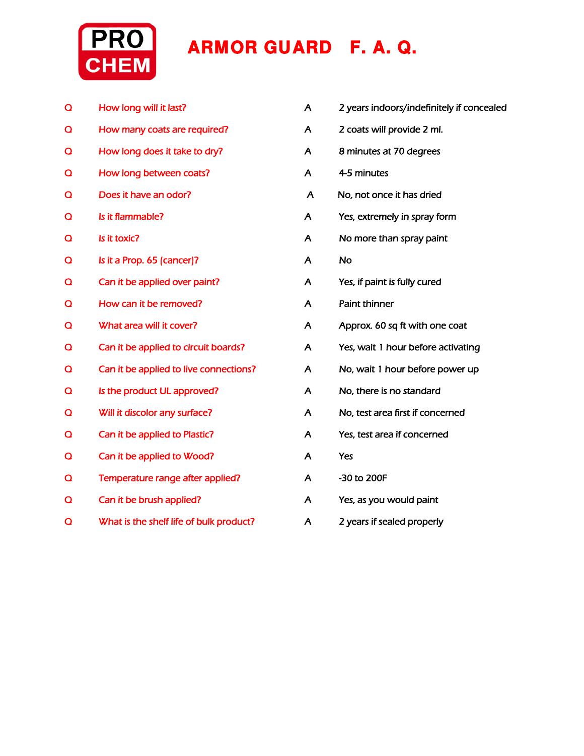PRO CHEM

# ARMOR GUARD F. A. Q.

| | | | |
|---|---|---|---|
| Q | How long will it last? | A | 2 years indoors/indefinitely if concealed |
| Q | How many coats are required? | A | 2 coats will provide 2 ml. |
| Q | How long does it take to dry? | A | 8 minutes at 70 degrees |
| Q | How long between coats? | A | 4-5 minutes |
| Q | Does it have an odor? | A | No, not once it has dried |
| Q | Is it flammable? | A | Yes, extremely in spray form |
| Q | Is it toxic? | A | No more than spray paint |
| Q | Is it a Prop. 65 (cancer)? | A | No |
| Q | Can it be applied over paint? | A | Yes, if paint is fully cured |
| Q | How can it be removed? | A | Paint thinner |
| Q | What area will it cover? | A | Approx. 60 sq ft with one coat |
| Q | Can it be applied to circuit boards? | A | Yes, wait 1 hour before activating |
| Q | Can it be applied to live connections? | A | No, wait 1 hour before power up |
| Q | Is the product UL approved? | A | No, there is no standard |
| Q | Will it discolor any surface? | A | No, test area first if concerned |
| Q | Can it be applied to Plastic? | A | Yes, test area if concerned |
| Q | Can it be applied to Wood? | A | Yes |
| Q | Temperature range after applied? | A | -30 to 200F |
| Q | Can it be brush applied? | A | Yes, as you would paint |
| Q | What is the shelf life of bulk product? | A | 2 years if sealed properly |